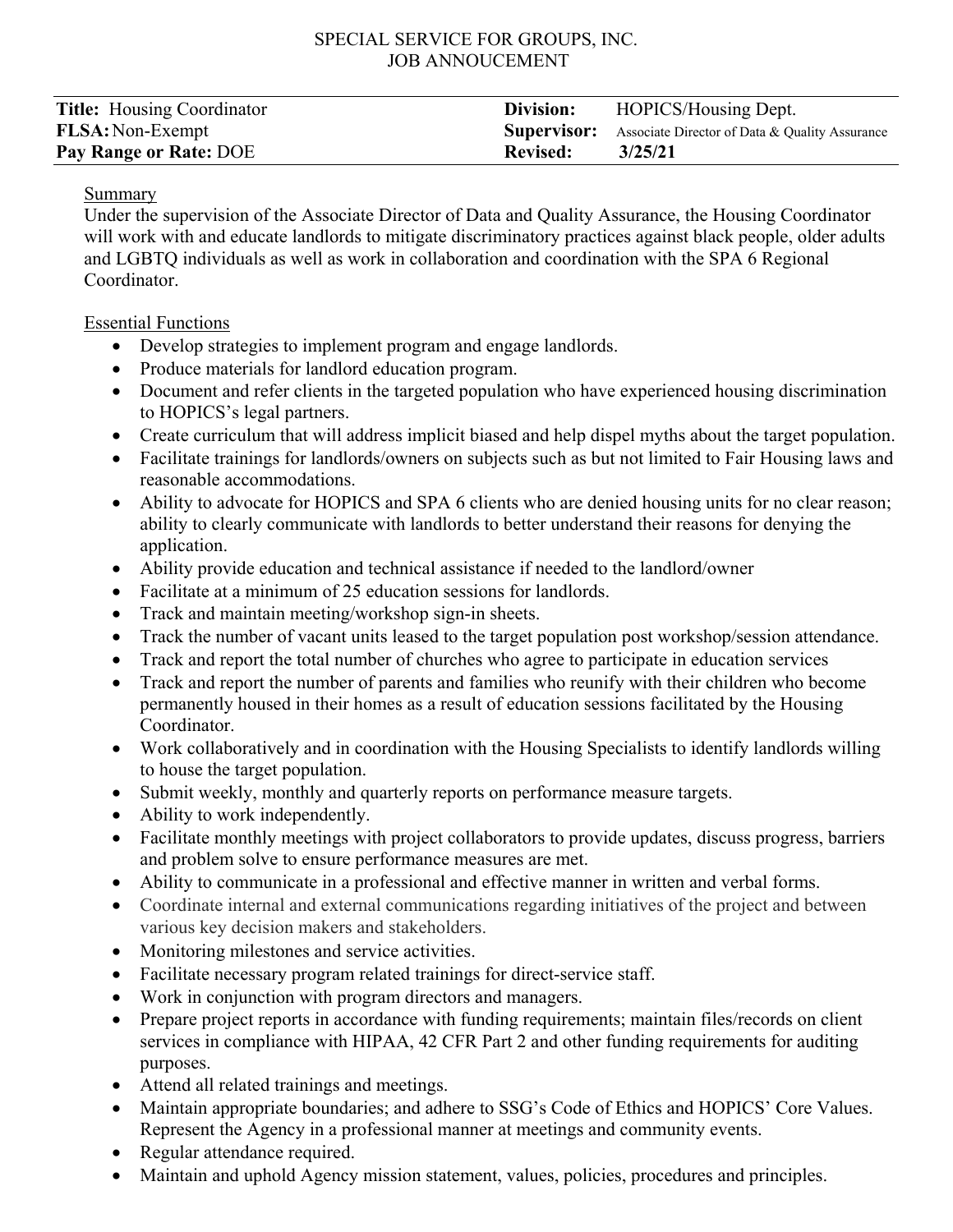# SPECIAL SERVICE FOR GROUPS, INC.
# JOB ANNOUCEMENT

| | | | |
|---|---|---|---|
| **Title:** Housing Coordinator | | **Division:** | HOPICS/Housing Dept. |
| **FLSA:** Non-Exempt | | **Supervisor:** | Associate Director of Data & Quality Assurance |
| **Pay Range or Rate:** DOE | | **Revised:** | **3/25/21** |

## Summary

Under the supervision of the Associate Director of Data and Quality Assurance, the Housing Coordinator will work with and educate landlords to mitigate discriminatory practices against black people, older adults and LGBTQ individuals as well as work in collaboration and coordination with the SPA 6 Regional Coordinator.

## Essential Functions

- Develop strategies to implement program and engage landlords.
- Produce materials for landlord education program.
- Document and refer clients in the targeted population who have experienced housing discrimination to HOPICS's legal partners.
- Create curriculum that will address implicit biased and help dispel myths about the target population.
- Facilitate trainings for landlords/owners on subjects such as but not limited to Fair Housing laws and reasonable accommodations.
- Ability to advocate for HOPICS and SPA 6 clients who are denied housing units for no clear reason; ability to clearly communicate with landlords to better understand their reasons for denying the application.
- Ability provide education and technical assistance if needed to the landlord/owner
- Facilitate at a minimum of 25 education sessions for landlords.
- Track and maintain meeting/workshop sign-in sheets.
- Track the number of vacant units leased to the target population post workshop/session attendance.
- Track and report the total number of churches who agree to participate in education services
- Track and report the number of parents and families who reunify with their children who become permanently housed in their homes as a result of education sessions facilitated by the Housing Coordinator.
- Work collaboratively and in coordination with the Housing Specialists to identify landlords willing to house the target population.
- Submit weekly, monthly and quarterly reports on performance measure targets.
- Ability to work independently.
- Facilitate monthly meetings with project collaborators to provide updates, discuss progress, barriers and problem solve to ensure performance measures are met.
- Ability to communicate in a professional and effective manner in written and verbal forms.
- Coordinate internal and external communications regarding initiatives of the project and between various key decision makers and stakeholders.
- Monitoring milestones and service activities.
- Facilitate necessary program related trainings for direct-service staff.
- Work in conjunction with program directors and managers.
- Prepare project reports in accordance with funding requirements; maintain files/records on client services in compliance with HIPAA, 42 CFR Part 2 and other funding requirements for auditing purposes.
- Attend all related trainings and meetings.
- Maintain appropriate boundaries; and adhere to SSG's Code of Ethics and HOPICS' Core Values. Represent the Agency in a professional manner at meetings and community events.
- Regular attendance required.
- Maintain and uphold Agency mission statement, values, policies, procedures and principles.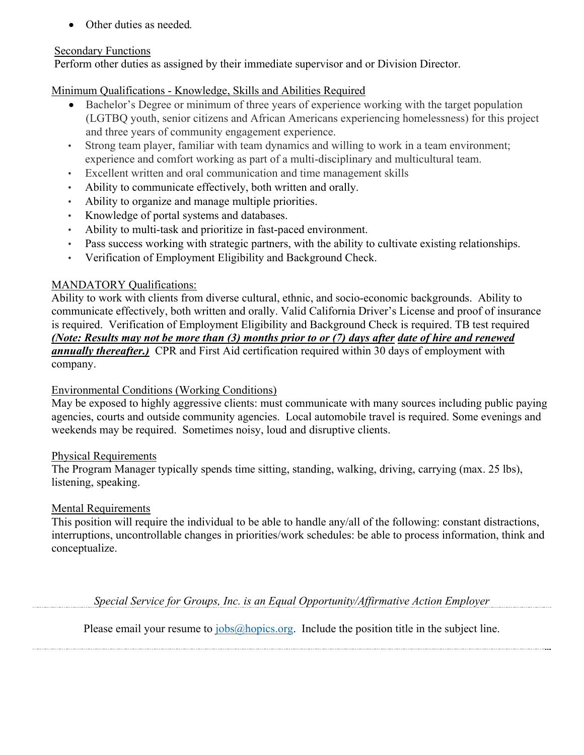- Other duties as needed.

Secondary Functions

Perform other duties as assigned by their immediate supervisor and or Division Director.

Minimum Qualifications - Knowledge, Skills and Abilities Required

- Bachelor's Degree or minimum of three years of experience working with the target population (LGTBQ youth, senior citizens and African Americans experiencing homelessness) for this project and three years of community engagement experience.
- Strong team player, familiar with team dynamics and willing to work in a team environment; experience and comfort working as part of a multi-disciplinary and multicultural team.
- Excellent written and oral communication and time management skills
- Ability to communicate effectively, both written and orally.
- Ability to organize and manage multiple priorities.
- Knowledge of portal systems and databases.
- Ability to multi-task and prioritize in fast-paced environment.
- Pass success working with strategic partners, with the ability to cultivate existing relationships.
- Verification of Employment Eligibility and Background Check.

MANDATORY Qualifications:

Ability to work with clients from diverse cultural, ethnic, and socio-economic backgrounds. Ability to communicate effectively, both written and orally. Valid California Driver's License and proof of insurance is required. Verification of Employment Eligibility and Background Check is required. TB test required ***(Note: Results may not be more than (3) months prior to or (7) days after date of hire and renewed annually thereafter.)*** CPR and First Aid certification required within 30 days of employment with company.

Environmental Conditions (Working Conditions)

May be exposed to highly aggressive clients: must communicate with many sources including public paying agencies, courts and outside community agencies. Local automobile travel is required. Some evenings and weekends may be required. Sometimes noisy, loud and disruptive clients.

Physical Requirements

The Program Manager typically spends time sitting, standing, walking, driving, carrying (max. 25 lbs), listening, speaking.

Mental Requirements

This position will require the individual to be able to handle any/all of the following: constant distractions, interruptions, uncontrollable changes in priorities/work schedules: be able to process information, think and conceptualize.

*Special Service for Groups, Inc. is an Equal Opportunity/Affirmative Action Employer*

Please email your resume to jobs@hopics.org. Include the position title in the subject line.